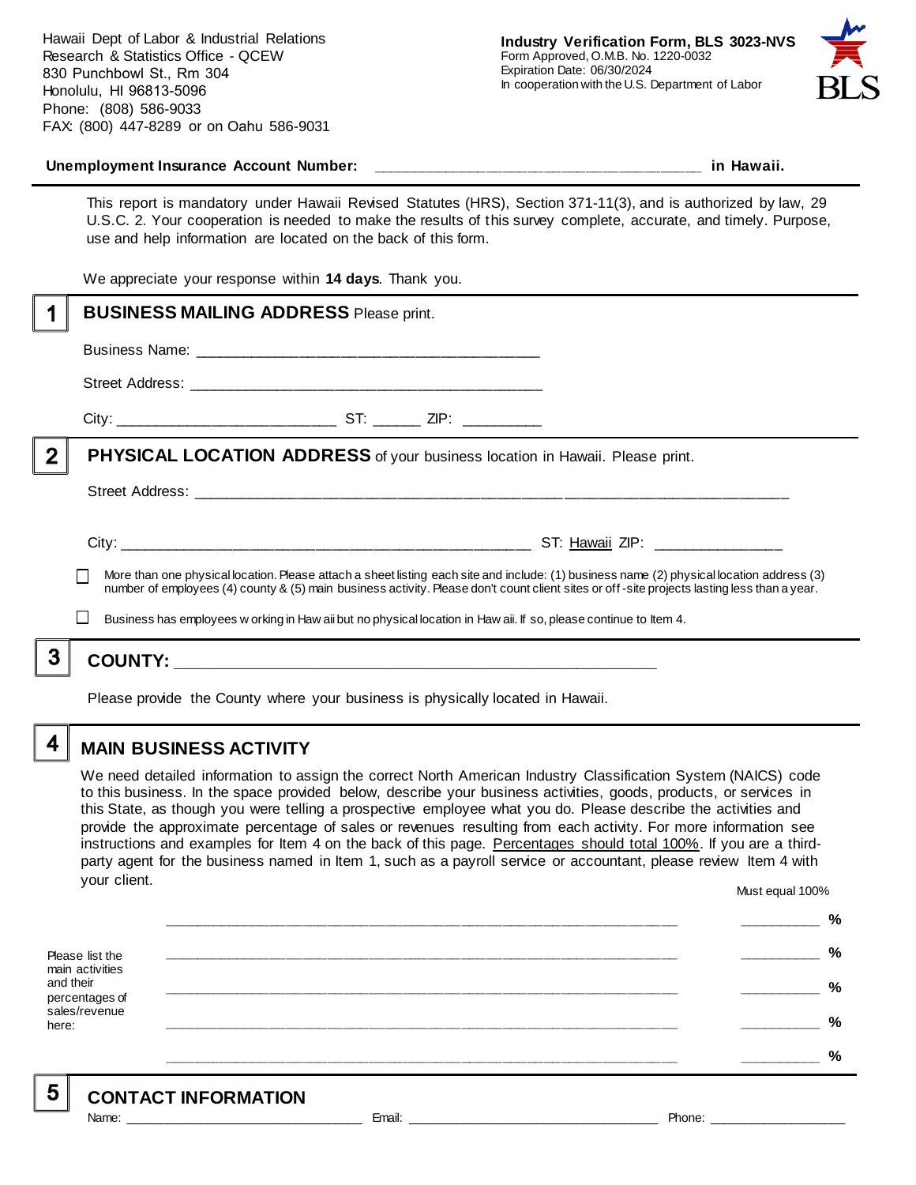Hawaii Dept of Labor & Industrial Relations
Research & Statistics Office - QCEW
830 Punchbowl St., Rm 304
Honolulu, HI 96813-5096
Phone: (808) 586-9033
FAX: (800) 447-8289 or on Oahu 586-9031

**Industry Verification Form, BLS 3023-NVS**
Form Approved, O.M.B. No. 1220-0032
Expiration Date: 06/30/2024
In cooperation with the U.S. Department of Labor

BLS

**Unemployment Insurance Account Number:** ______________________________________ **in Hawaii.**

This report is mandatory under Hawaii Revised Statutes (HRS), Section 371-11(3), and is authorized by law, 29 U.S.C. 2. Your cooperation is needed to make the results of this survey complete, accurate, and timely. Purpose, use and help information are located on the back of this form.

We appreciate your response within **14 days**. Thank you.

## 1 BUSINESS MAILING ADDRESS Please print.

Business Name: ________________________________________

Street Address: ________________________________________

City: __________________________ ST: ______ ZIP: _________

## 2 PHYSICAL LOCATION ADDRESS of your business location in Hawaii. Please print.

Street Address: ______________________________________________________________________

City: ________________________________________________ ST: Hawaii ZIP: _______________

☐ More than one physical location. Please attach a sheet listing each site and include: (1) business name (2) physical location address (3) number of employees (4) county & (5) main business activity. Please don't count client sites or off-site projects lasting less than a year.

☐ Business has employees working in Hawaii but no physical location in Hawaii. If so, please continue to Item 4.

## 3 COUNTY: ________________________________________________________

Please provide the County where your business is physically located in Hawaii.

## 4 MAIN BUSINESS ACTIVITY

We need detailed information to assign the correct North American Industry Classification System (NAICS) code to this business. In the space provided below, describe your business activities, goods, products, or services in this State, as though you were telling a prospective employee what you do. Please describe the activities and provide the approximate percentage of sales or revenues resulting from each activity. For more information see instructions and examples for Item 4 on the back of this page. Percentages should total 100%. If you are a third-party agent for the business named in Item 1, such as a payroll service or accountant, please review Item 4 with your client.

Please list the main activities and their percentages of sales/revenue here:

Must equal 100%

______________________________________________________________ __________ %

______________________________________________________________ __________ %

______________________________________________________________ __________ %

______________________________________________________________ __________ %

______________________________________________________________ __________ %

## 5 CONTACT INFORMATION

Name: ______________________________ Email: ________________________________ Phone: __________________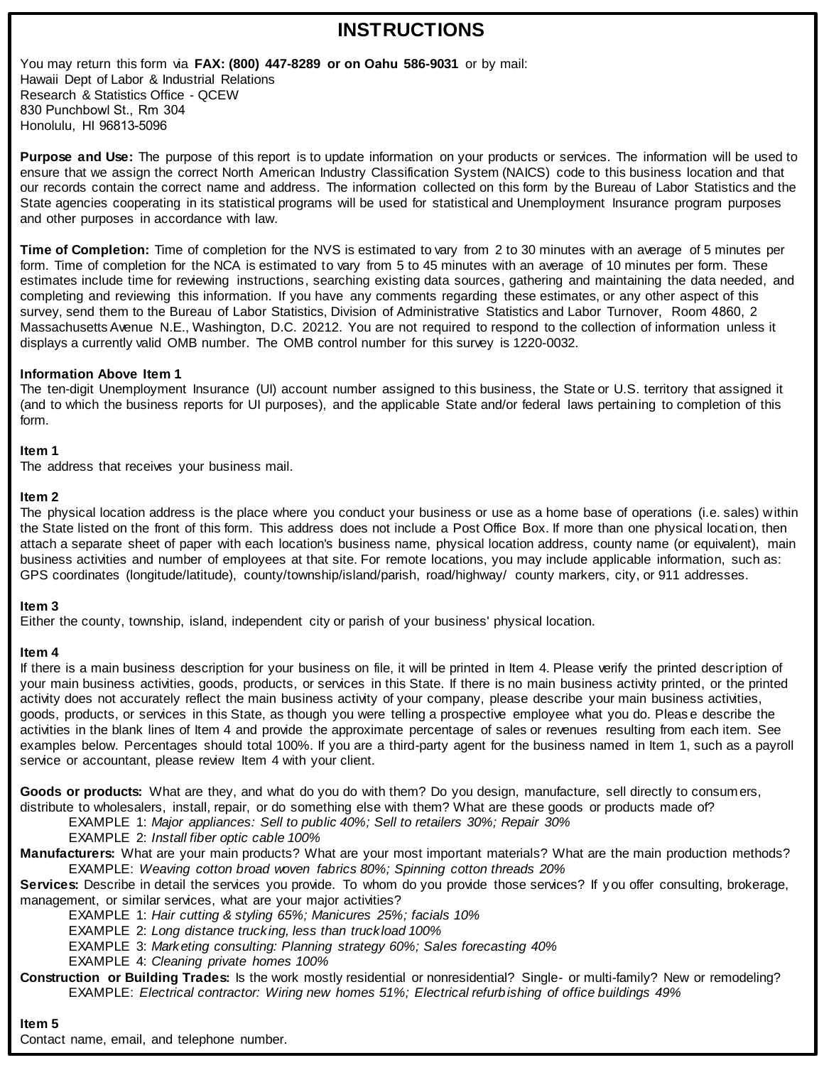# INSTRUCTIONS

You may return this form via **FAX: (800) 447-8289 or on Oahu 586-9031** or by mail:
Hawaii Dept of Labor & Industrial Relations
Research & Statistics Office - QCEW
830 Punchbowl St., Rm 304
Honolulu, HI 96813-5096

**Purpose and Use:** The purpose of this report is to update information on your products or services. The information will be used to ensure that we assign the correct North American Industry Classification System (NAICS) code to this business location and that our records contain the correct name and address. The information collected on this form by the Bureau of Labor Statistics and the State agencies cooperating in its statistical programs will be used for statistical and Unemployment Insurance program purposes and other purposes in accordance with law.

**Time of Completion:** Time of completion for the NVS is estimated to vary from 2 to 30 minutes with an average of 5 minutes per form. Time of completion for the NCA is estimated to vary from 5 to 45 minutes with an average of 10 minutes per form. These estimates include time for reviewing instructions, searching existing data sources, gathering and maintaining the data needed, and completing and reviewing this information. If you have any comments regarding these estimates, or any other aspect of this survey, send them to the Bureau of Labor Statistics, Division of Administrative Statistics and Labor Turnover, Room 4860, 2 Massachusetts Avenue N.E., Washington, D.C. 20212. You are not required to respond to the collection of information unless it displays a currently valid OMB number. The OMB control number for this survey is 1220-0032.

**Information Above Item 1**
The ten-digit Unemployment Insurance (UI) account number assigned to this business, the State or U.S. territory that assigned it (and to which the business reports for UI purposes), and the applicable State and/or federal laws pertaining to completion of this form.

**Item 1**
The address that receives your business mail.

**Item 2**
The physical location address is the place where you conduct your business or use as a home base of operations (i.e. sales) within the State listed on the front of this form. This address does not include a Post Office Box. If more than one physical location, then attach a separate sheet of paper with each location's business name, physical location address, county name (or equivalent), main business activities and number of employees at that site. For remote locations, you may include applicable information, such as: GPS coordinates (longitude/latitude), county/township/island/parish, road/highway/ county markers, city, or 911 addresses.

**Item 3**
Either the county, township, island, independent city or parish of your business' physical location.

**Item 4**
If there is a main business description for your business on file, it will be printed in Item 4. Please verify the printed description of your main business activities, goods, products, or services in this State. If there is no main business activity printed, or the printed activity does not accurately reflect the main business activity of your company, please describe your main business activities, goods, products, or services in this State, as though you were telling a prospective employee what you do. Please describe the activities in the blank lines of Item 4 and provide the approximate percentage of sales or revenues resulting from each item. See examples below. Percentages should total 100%. If you are a third-party agent for the business named in Item 1, such as a payroll service or accountant, please review Item 4 with your client.

**Goods or products:** What are they, and what do you do with them? Do you design, manufacture, sell directly to consumers, distribute to wholesalers, install, repair, or do something else with them? What are these goods or products made of?
EXAMPLE 1: *Major appliances: Sell to public 40%; Sell to retailers 30%; Repair 30%*
EXAMPLE 2: *Install fiber optic cable 100%*

**Manufacturers:** What are your main products? What are your most important materials? What are the main production methods?
EXAMPLE: *Weaving cotton broad woven fabrics 80%; Spinning cotton threads 20%*

**Services:** Describe in detail the services you provide. To whom do you provide those services? If you offer consulting, brokerage, management, or similar services, what are your major activities?
EXAMPLE 1: *Hair cutting & styling 65%; Manicures 25%; facials 10%*
EXAMPLE 2: *Long distance trucking, less than truckload 100%*
EXAMPLE 3: *Marketing consulting: Planning strategy 60%; Sales forecasting 40%*
EXAMPLE 4: *Cleaning private homes 100%*

**Construction or Building Trades:** Is the work mostly residential or nonresidential? Single- or multi-family? New or remodeling?
EXAMPLE: *Electrical contractor: Wiring new homes 51%; Electrical refurbishing of office buildings 49%*

**Item 5**
Contact name, email, and telephone number.